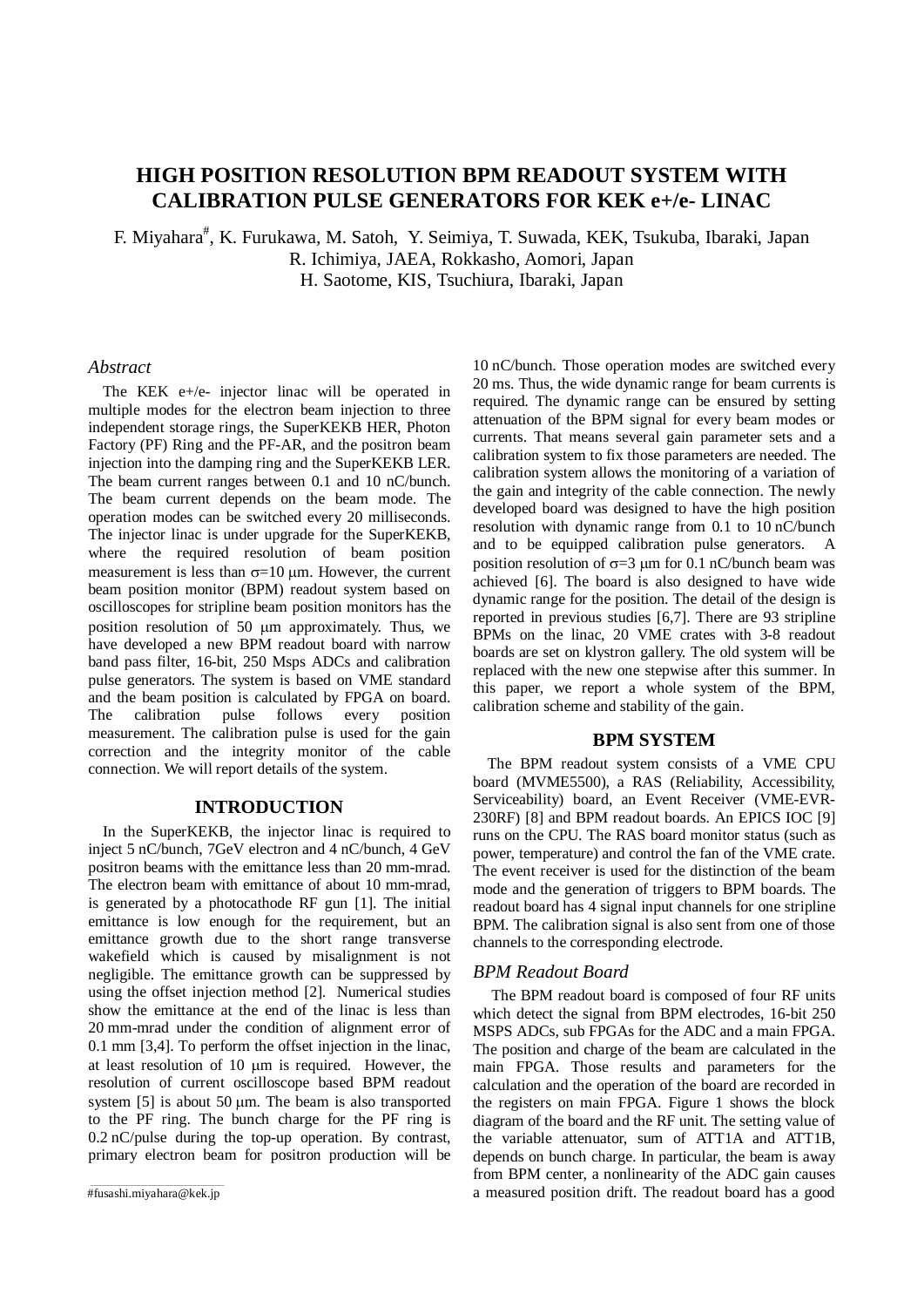# HIGH POSITION RESOLUTION BPM READOUT SYSTEM WITH CALIBRATION PULSE GENERATORS FOR KEK e+/e- LINAC

F. Miyahara[#], K. Furukawa, M. Satoh, Y. Seimiya, T. Suwada, KEK, Tsukuba, Ibaraki, Japan
R. Ichimiya, JAEA, Rokkasho, Aomori, Japan
H. Saotome, KIS, Tsuchiura, Ibaraki, Japan

### *Abstract*

The KEK e+/e- injector linac will be operated in multiple modes for the electron beam injection to three independent storage rings, the SuperKEKB HER, Photon Factory (PF) Ring and the PF-AR, and the positron beam injection into the damping ring and the SuperKEKB LER. The beam current ranges between 0.1 and 10 nC/bunch. The beam current depends on the beam mode. The operation modes can be switched every 20 milliseconds. The injector linac is under upgrade for the SuperKEKB, where the required resolution of beam position measurement is less than $\sigma$=10 μm. However, the current beam position monitor (BPM) readout system based on oscilloscopes for stripline beam position monitors has the position resolution of 50 μm approximately. Thus, we have developed a new BPM readout board with narrow band pass filter, 16-bit, 250 Msps ADCs and calibration pulse generators. The system is based on VME standard and the beam position is calculated by FPGA on board. The calibration pulse follows every position measurement. The calibration pulse is used for the gain correction and the integrity monitor of the cable connection. We will report details of the system.

## INTRODUCTION

In the SuperKEKB, the injector linac is required to inject 5 nC/bunch, 7GeV electron and 4 nC/bunch, 4 GeV positron beams with the emittance less than 20 mm-mrad. The electron beam with emittance of about 10 mm-mrad, is generated by a photocathode RF gun [1]. The initial emittance is low enough for the requirement, but an emittance growth due to the short range transverse wakefield which is caused by misalignment is not negligible. The emittance growth can be suppressed by using the offset injection method [2]. Numerical studies show the emittance at the end of the linac is less than 20 mm-mrad under the condition of alignment error of 0.1 mm [3,4]. To perform the offset injection in the linac, at least resolution of 10 μm is required. However, the resolution of current oscilloscope based BPM readout system [5] is about 50 μm. The beam is also transported to the PF ring. The bunch charge for the PF ring is 0.2 nC/pulse during the top-up operation. By contrast, primary electron beam for positron production will be 10 nC/bunch. Those operation modes are switched every 20 ms. Thus, the wide dynamic range for beam currents is required. The dynamic range can be ensured by setting attenuation of the BPM signal for every beam modes or currents. That means several gain parameter sets and a calibration system to fix those parameters are needed. The calibration system allows the monitoring of a variation of the gain and integrity of the cable connection. The newly developed board was designed to have the high position resolution with dynamic range from 0.1 to 10 nC/bunch and to be equipped calibration pulse generators. A position resolution of $\sigma$=3 μm for 0.1 nC/bunch beam was achieved [6]. The board is also designed to have wide dynamic range for the position. The detail of the design is reported in previous studies [6,7]. There are 93 stripline BPMs on the linac, 20 VME crates with 3-8 readout boards are set on klystron gallery. The old system will be replaced with the new one stepwise after this summer. In this paper, we report a whole system of the BPM, calibration scheme and stability of the gain.

## BPM SYSTEM

The BPM readout system consists of a VME CPU board (MVME5500), a RAS (Reliability, Accessibility, Serviceability) board, an Event Receiver (VME-EVR-230RF) [8] and BPM readout boards. An EPICS IOC [9] runs on the CPU. The RAS board monitor status (such as power, temperature) and control the fan of the VME crate. The event receiver is used for the distinction of the beam mode and the generation of triggers to BPM boards. The readout board has 4 signal input channels for one stripline BPM. The calibration signal is also sent from one of those channels to the corresponding electrode.

### *BPM Readout Board*

The BPM readout board is composed of four RF units which detect the signal from BPM electrodes, 16-bit 250 MSPS ADCs, sub FPGAs for the ADC and a main FPGA. The position and charge of the beam are calculated in the main FPGA. Those results and parameters for the calculation and the operation of the board are recorded in the registers on main FPGA. Figure 1 shows the block diagram of the board and the RF unit. The setting value of the variable attenuator, sum of ATT1A and ATT1B, depends on bunch charge. In particular, the beam is away from BPM center, a nonlinearity of the ADC gain causes a measured position drift. The readout board has a good

#fusashi.miyahara@kek.jp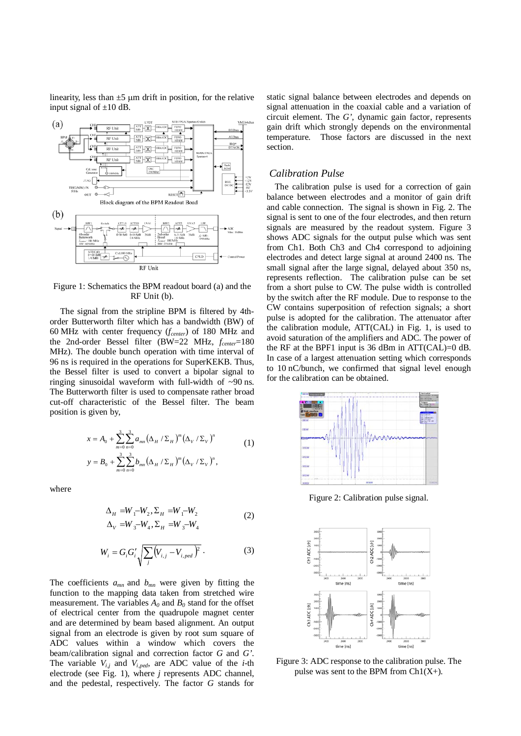linearity, less than ±5 μm drift in position, for the relative input signal of ±10 dB.

Figure 1: Schematics the BPM readout board (a) and the RF Unit (b).

The signal from the stripline BPM is filtered by 4th-order Butterworth filter which has a bandwidth (BW) of 60 MHz with center frequency ($f_{center}$) of 180 MHz and the 2nd-order Bessel filter (BW=22 MHz, $f_{center}$=180 MHz). The double bunch operation with time interval of 96 ns is required in the operations for SuperKEKB. Thus, the Bessel filter is used to convert a bipolar signal to ringing sinusoidal waveform with full-width of ~90 ns. The Butterworth filter is used to compensate rather broad cut-off characteristic of the Bessel filter. The beam position is given by,

$$x = A_0 + \sum_{m=0}^{3}\sum_{n=0}^{3} a_{mn}\left(\Delta_H / \Sigma_H\right)^m \left(\Delta_V / \Sigma_V\right)^n \quad (1)$$
$$y = B_0 + \sum_{m=0}^{3}\sum_{n=0}^{3} b_{mn}\left(\Delta_H / \Sigma_H\right)^m \left(\Delta_V / \Sigma_V\right)^n,$$

where

$$\Delta_H = W_1 - W_2, \Sigma_H = W_1 - W_2 \quad (2)$$
$$\Delta_V = W_3 - W_4, \Sigma_H = W_3 - W_4$$

$$W_i = G_i G'_i \sqrt{\sum_j \left(V_{i,j} - V_{i,ped}\right)^2}\,. \quad (3)$$

The coefficients $a_{mn}$ and $b_{mn}$ were given by fitting the function to the mapping data taken from stretched wire measurement. The variables $A_0$ and $B_0$ stand for the offset of electrical center from the quadrupole magnet center and are determined by beam based alignment. An output signal from an electrode is given by root sum square of ADC values within a window which covers the beam/calibration signal and correction factor $G$ and $G'$. The variable $V_{i,j}$ and $V_{i,ped}$, are ADC value of the $i$-th electrode (see Fig. 1), where $j$ represents ADC channel, and the pedestal, respectively. The factor $G$ stands for static signal balance between electrodes and depends on signal attenuation in the coaxial cable and a variation of circuit element. The $G'$, dynamic gain factor, represents gain drift which strongly depends on the environmental temperature. Those factors are discussed in the next section.

## Calibration Pulse

The calibration pulse is used for a correction of gain balance between electrodes and a monitor of gain drift and cable connection. The signal is shown in Fig. 2. The signal is sent to one of the four electrodes, and then return signals are measured by the readout system. Figure 3 shows ADC signals for the output pulse which was sent from Ch1. Both Ch3 and Ch4 correspond to adjoining electrodes and detect large signal at around 2400 ns. The small signal after the large signal, delayed about 350 ns, represents reflection. The calibration pulse can be set from a short pulse to CW. The pulse width is controlled by the switch after the RF module. Due to response to the CW contains superposition of refection signals; a short pulse is adopted for the calibration. The attenuator after the calibration module, ATT(CAL) in Fig. 1, is used to avoid saturation of the amplifiers and ADC. The power of the RF at the BPF1 input is 36 dBm in ATT(CAL)=0 dB. In case of a largest attenuation setting which corresponds to 10 nC/bunch, we confirmed that signal level enough for the calibration can be obtained.

Figure 2: Calibration pulse signal.

Figure 3: ADC response to the calibration pulse. The pulse was sent to the BPM from Ch1(X+).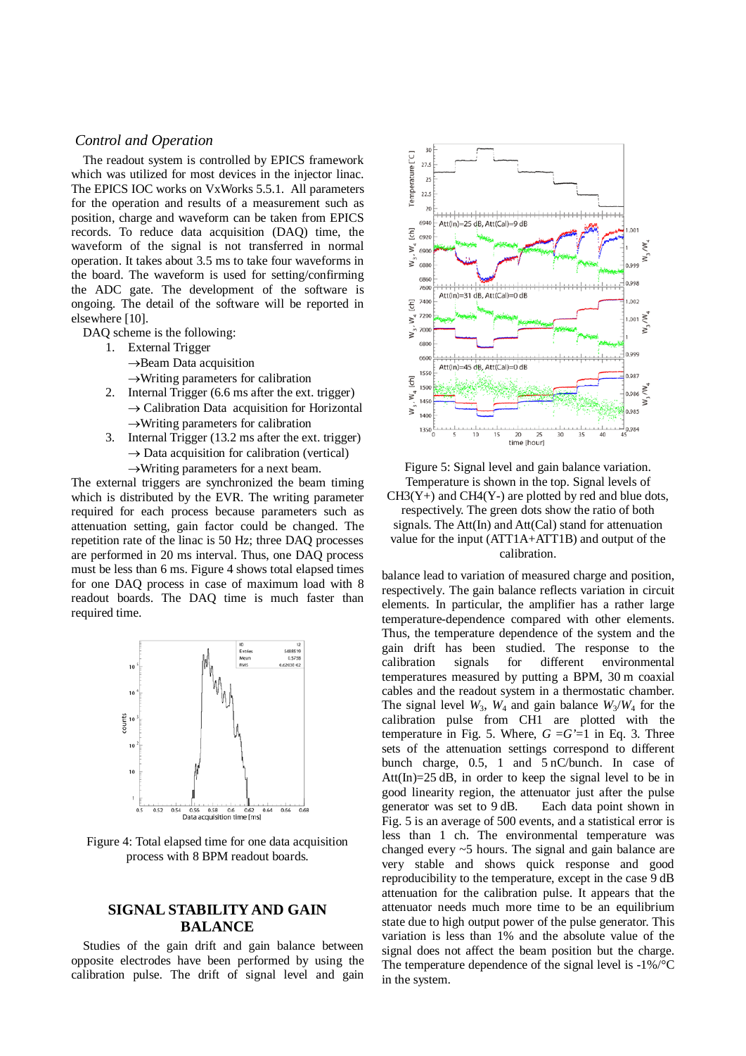### *Control and Operation*

The readout system is controlled by EPICS framework which was utilized for most devices in the injector linac. The EPICS IOC works on VxWorks 5.5.1. All parameters for the operation and results of a measurement such as position, charge and waveform can be taken from EPICS records. To reduce data acquisition (DAQ) time, the waveform of the signal is not transferred in normal operation. It takes about 3.5 ms to take four waveforms in the board. The waveform is used for setting/confirming the ADC gate. The development of the software is ongoing. The detail of the software will be reported in elsewhere [10].

DAQ scheme is the following:

1. External Trigger
   →Beam Data acquisition
   →Writing parameters for calibration
2. Internal Trigger (6.6 ms after the ext. trigger)
   → Calibration Data acquisition for Horizontal
   →Writing parameters for calibration
3. Internal Trigger (13.2 ms after the ext. trigger)
   → Data acquisition for calibration (vertical)
   →Writing parameters for a next beam.

The external triggers are synchronized the beam timing which is distributed by the EVR. The writing parameter required for each process because parameters such as attenuation setting, gain factor could be changed. The repetition rate of the linac is 50 Hz; three DAQ processes are performed in 20 ms interval. Thus, one DAQ process must be less than 6 ms. Figure 4 shows total elapsed times for one DAQ process in case of maximum load with 8 readout boards. The DAQ time is much faster than required time.

Figure 4: Total elapsed time for one data acquisition process with 8 BPM readout boards.

## SIGNAL STABILITY AND GAIN BALANCE

Studies of the gain drift and gain balance between opposite electrodes have been performed by using the calibration pulse. The drift of signal level and gain balance lead to variation of measured charge and position, respectively. The gain balance reflects variation in circuit elements. In particular, the amplifier has a rather large temperature-dependence compared with other elements. Thus, the temperature dependence of the system and the gain drift has been studied. The response to the calibration signals for different environmental temperatures measured by putting a BPM, 30 m coaxial cables and the readout system in a thermostatic chamber. The signal level $W_3$, $W_4$ and gain balance $W_3/W_4$ for the calibration pulse from CH1 are plotted with the temperature in Fig. 5. Where, $G = G' = 1$ in Eq. 3. Three sets of the attenuation settings correspond to different bunch charge, 0.5, 1 and 5 nC/bunch. In case of Att(In)=25 dB, in order to keep the signal level to be in good linearity region, the attenuator just after the pulse generator was set to 9 dB. Each data point shown in Fig. 5 is an average of 500 events, and a statistical error is less than 1 ch. The environmental temperature was changed every ~5 hours. The signal and gain balance are very stable and shows quick response and good reproducibility to the temperature, except in the case 9 dB attenuation for the calibration pulse. It appears that the attenuator needs much more time to be an equilibrium state due to high output power of the pulse generator. This variation is less than 1% and the absolute value of the signal does not affect the beam position but the charge. The temperature dependence of the signal level is -1%/°C in the system.

Figure 5: Signal level and gain balance variation. Temperature is shown in the top. Signal levels of CH3(Y+) and CH4(Y-) are plotted by red and blue dots, respectively. The green dots show the ratio of both signals. The Att(In) and Att(Cal) stand for attenuation value for the input (ATT1A+ATT1B) and output of the calibration.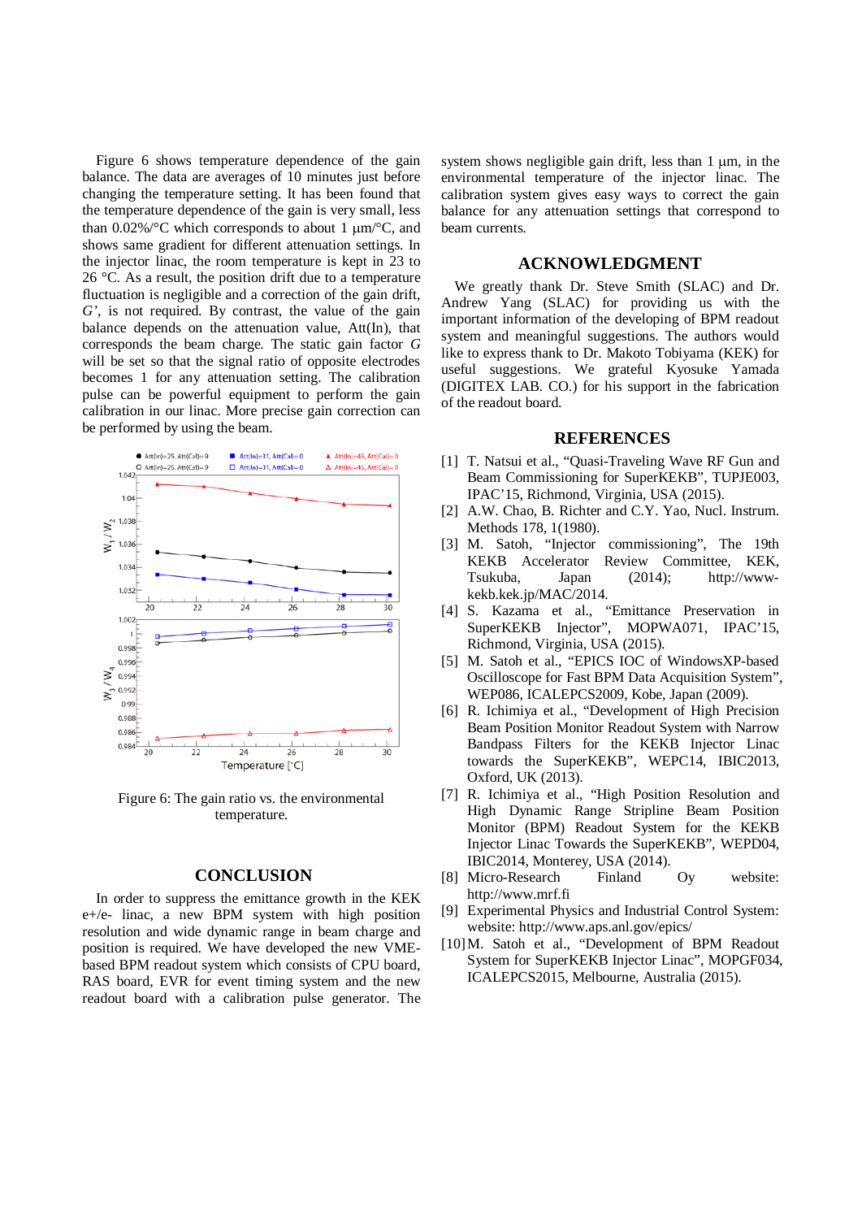Figure 6 shows temperature dependence of the gain balance. The data are averages of 10 minutes just before changing the temperature setting. It has been found that the temperature dependence of the gain is very small, less than 0.02%/°C which corresponds to about 1 μm/°C, and shows same gradient for different attenuation settings. In the injector linac, the room temperature is kept in 23 to 26 °C. As a result, the position drift due to a temperature fluctuation is negligible and a correction of the gain drift, *G'*, is not required. By contrast, the value of the gain balance depends on the attenuation value, Att(In), that corresponds the beam charge. The static gain factor *G* will be set so that the signal ratio of opposite electrodes becomes 1 for any attenuation setting. The calibration pulse can be powerful equipment to perform the gain calibration in our linac. More precise gain correction can be performed by using the beam.

● Att(In)=25, Att(Cal)=9
○ Att(In)=25, Att(Cal)=9
■ Att(In)=31, Att(Cal)=0
□ Att(In)=31, Att(Cal)=0
▲ Att(In)=45, Att(Cal)=0
△ Att(In)=45, Att(Cal)=0

$W_1 / W_2$

1.042
1.04
1.038
1.036
1.034
1.032

20 22 24 26 28 30

$W_3 / W_4$

1.002
1
0.998
0.996
0.994
0.992
0.99
0.988
0.986
0.984

20 22 24 26 28 30

Temperature [°C]

Figure 6: The gain ratio vs. the environmental temperature.

## CONCLUSION

In order to suppress the emittance growth in the KEK e+/e- linac, a new BPM system with high position resolution and wide dynamic range in beam charge and position is required. We have developed the new VME-based BPM readout system which consists of CPU board, RAS board, EVR for event timing system and the new readout board with a calibration pulse generator. The system shows negligible gain drift, less than 1 μm, in the environmental temperature of the injector linac. The calibration system gives easy ways to correct the gain balance for any attenuation settings that correspond to beam currents.

## ACKNOWLEDGMENT

We greatly thank Dr. Steve Smith (SLAC) and Dr. Andrew Yang (SLAC) for providing us with the important information of the developing of BPM readout system and meaningful suggestions. The authors would like to express thank to Dr. Makoto Tobiyama (KEK) for useful suggestions. We grateful Kyosuke Yamada (DIGITEX LAB. CO.) for his support in the fabrication of the readout board.

## REFERENCES

[1] T. Natsui et al., "Quasi-Traveling Wave RF Gun and Beam Commissioning for SuperKEKB", TUPJE003, IPAC'15, Richmond, Virginia, USA (2015).

[2] A.W. Chao, B. Richter and C.Y. Yao, Nucl. Instrum. Methods 178, 1(1980).

[3] M. Satoh, "Injector commissioning", The 19th KEKB Accelerator Review Committee, KEK, Tsukuba, Japan (2014); http://www-kekb.kek.jp/MAC/2014.

[4] S. Kazama et al., "Emittance Preservation in SuperKEKB Injector", MOPWA071, IPAC'15, Richmond, Virginia, USA (2015).

[5] M. Satoh et al., "EPICS IOC of WindowsXP-based Oscilloscope for Fast BPM Data Acquisition System", WEP086, ICALEPCS2009, Kobe, Japan (2009).

[6] R. Ichimiya et al., "Development of High Precision Beam Position Monitor Readout System with Narrow Bandpass Filters for the KEKB Injector Linac towards the SuperKEKB", WEPC14, IBIC2013, Oxford, UK (2013).

[7] R. Ichimiya et al., "High Position Resolution and High Dynamic Range Stripline Beam Position Monitor (BPM) Readout System for the KEKB Injector Linac Towards the SuperKEKB", WEPD04, IBIC2014, Monterey, USA (2014).

[8] Micro-Research Finland Oy website: http://www.mrf.fi

[9] Experimental Physics and Industrial Control System: website: http://www.aps.anl.gov/epics/

[10] M. Satoh et al., "Development of BPM Readout System for SuperKEKB Injector Linac", MOPGF034, ICALEPCS2015, Melbourne, Australia (2015).